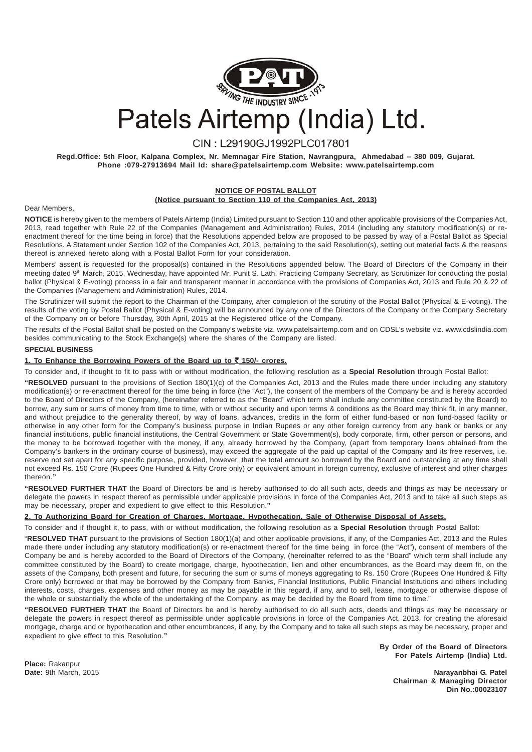# Patels Airtemp (India) Ltd.

SERVING THE INDUSTRY SINCE - 1973

CIN : L29190GJ1992PLC017801

**Regd.Office: 5th Floor, Kalpana Complex, Nr. Memnagar Fire Station, Navrangpura, Ahmedabad – 380 009, Gujarat.**
**Phone :079-27913694 Mail Id: share@patelsairtemp.com Website: www.patelsairtemp.com**

## NOTICE OF POSTAL BALLOT

**(Notice pursuant to Section 110 of the Companies Act, 2013)**

Dear Members,

**NOTICE** is hereby given to the members of Patels Airtemp (India) Limited pursuant to Section 110 and other applicable provisions of the Companies Act, 2013, read together with Rule 22 of the Companies (Management and Administration) Rules, 2014 (including any statutory modification(s) or re-enactment thereof for the time being in force) that the Resolutions appended below are proposed to be passed by way of a Postal Ballot as Special Resolutions. A Statement under Section 102 of the Companies Act, 2013, pertaining to the said Resolution(s), setting out material facts & the reasons thereof is annexed hereto along with a Postal Ballot Form for your consideration.

Members' assent is requested for the proposal(s) contained in the Resolutions appended below. The Board of Directors of the Company in their meeting dated 9th March, 2015, Wednesday, have appointed Mr. Punit S. Lath, Practicing Company Secretary, as Scrutinizer for conducting the postal ballot (Physical & E-voting) process in a fair and transparent manner in accordance with the provisions of Companies Act, 2013 and Rule 20 & 22 of the Companies (Management and Administration) Rules, 2014.

The Scrutinizer will submit the report to the Chairman of the Company, after completion of the scrutiny of the Postal Ballot (Physical & E-voting). The results of the voting by Postal Ballot (Physical & E-voting) will be announced by any one of the Directors of the Company or the Company Secretary of the Company on or before Thursday, 30th April, 2015 at the Registered office of the Company.

The results of the Postal Ballot shall be posted on the Company's website viz. www.patelsairtemp.com and on CDSL's website viz. www.cdslindia.com besides communicating to the Stock Exchange(s) where the shares of the Company are listed.

### SPECIAL BUSINESS

**1. To Enhance the Borrowing Powers of the Board up to ₹ 150/- crores.**

To consider and, if thought to fit to pass with or without modification, the following resolution as a **Special Resolution** through Postal Ballot:

**"RESOLVED** pursuant to the provisions of Section 180(1)(c) of the Companies Act, 2013 and the Rules made there under including any statutory modification(s) or re-enactment thereof for the time being in force (the "Act"), the consent of the members of the Company be and is hereby accorded to the Board of Directors of the Company, (hereinafter referred to as the "Board" which term shall include any committee constituted by the Board) to borrow, any sum or sums of money from time to time, with or without security and upon terms & conditions as the Board may think fit, in any manner, and without prejudice to the generality thereof, by way of loans, advances, credits in the form of either fund-based or non fund-based facility or otherwise in any other form for the Company's business purpose in Indian Rupees or any other foreign currency from any bank or banks or any financial institutions, public financial institutions, the Central Government or State Government(s), body corporate, firm, other person or persons, and the money to be borrowed together with the money, if any, already borrowed by the Company, (apart from temporary loans obtained from the Company's bankers in the ordinary course of business), may exceed the aggregate of the paid up capital of the Company and its free reserves, i.e. reserve not set apart for any specific purpose, provided, however, that the total amount so borrowed by the Board and outstanding at any time shall not exceed Rs. 150 Crore (Rupees One Hundred & Fifty Crore only) or equivalent amount in foreign currency, exclusive of interest and other charges thereon.**"**

**"RESOLVED FURTHER THAT** the Board of Directors be and is hereby authorised to do all such acts, deeds and things as may be necessary or delegate the powers in respect thereof as permissible under applicable provisions in force of the Companies Act, 2013 and to take all such steps as may be necessary, proper and expedient to give effect to this Resolution.**"**

**2. To Authorizing Board for Creation of Charges, Mortgage, Hypothecation, Sale of Otherwise Disposal of Assets.**

To consider and if thought it, to pass, with or without modification, the following resolution as a **Special Resolution** through Postal Ballot:

"**RESOLVED THAT** pursuant to the provisions of Section 180(1)(a) and other applicable provisions, if any, of the Companies Act, 2013 and the Rules made there under including any statutory modification(s) or re-enactment thereof for the time being in force (the "Act"), consent of members of the Company be and is hereby accorded to the Board of Directors of the Company, (hereinafter referred to as the "Board" which term shall include any committee constituted by the Board) to create mortgage, charge, hypothecation, lien and other encumbrances, as the Board may deem fit, on the assets of the Company, both present and future, for securing the sum or sums of moneys aggregating to Rs. 150 Crore (Rupees One Hundred & Fifty Crore only) borrowed or that may be borrowed by the Company from Banks, Financial Institutions, Public Financial Institutions and others including interests, costs, charges, expenses and other money as may be payable in this regard, if any, and to sell, lease, mortgage or otherwise dispose of the whole or substantially the whole of the undertaking of the Company, as may be decided by the Board from time to time."

**"RESOLVED FURTHER THAT** the Board of Directors be and is hereby authorised to do all such acts, deeds and things as may be necessary or delegate the powers in respect thereof as permissible under applicable provisions in force of the Companies Act, 2013, for creating the aforesaid mortgage, charge and or hypothecation and other encumbrances, if any, by the Company and to take all such steps as may be necessary, proper and expedient to give effect to this Resolution.**"**

**By Order of the Board of Directors**
**For Patels Airtemp (India) Ltd.**

**Place:** Rakanpur
**Date:** 9th March, 2015

**Narayanbhai G. Patel**
**Chairman & Managing Director**
**Din No.:00023107**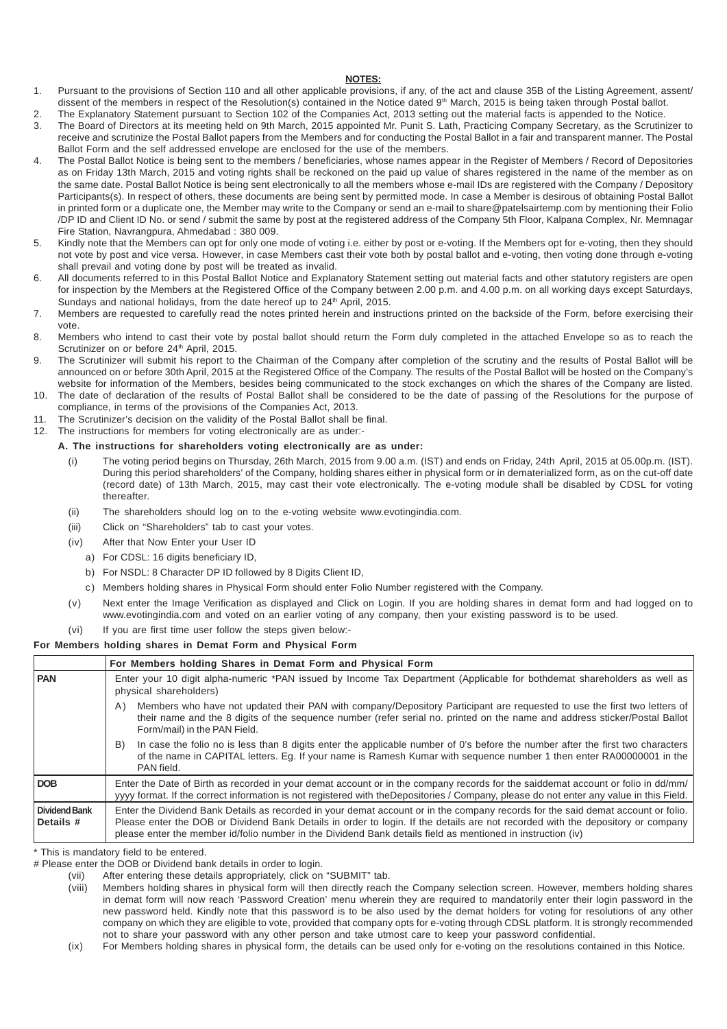**NOTES:**

1. Pursuant to the provisions of Section 110 and all other applicable provisions, if any, of the act and clause 35B of the Listing Agreement, assent/ dissent of the members in respect of the Resolution(s) contained in the Notice dated 9th March, 2015 is being taken through Postal ballot.
2. The Explanatory Statement pursuant to Section 102 of the Companies Act, 2013 setting out the material facts is appended to the Notice.
3. The Board of Directors at its meeting held on 9th March, 2015 appointed Mr. Punit S. Lath, Practicing Company Secretary, as the Scrutinizer to receive and scrutinize the Postal Ballot papers from the Members and for conducting the Postal Ballot in a fair and transparent manner. The Postal Ballot Form and the self addressed envelope are enclosed for the use of the members.
4. The Postal Ballot Notice is being sent to the members / beneficiaries, whose names appear in the Register of Members / Record of Depositories as on Friday 13th March, 2015 and voting rights shall be reckoned on the paid up value of shares registered in the name of the member as on the same date. Postal Ballot Notice is being sent electronically to all the members whose e-mail IDs are registered with the Company / Depository Participants(s). In respect of others, these documents are being sent by permitted mode. In case a Member is desirous of obtaining Postal Ballot in printed form or a duplicate one, the Member may write to the Company or send an e-mail to share@patelsairtemp.com by mentioning their Folio /DP ID and Client ID No. or send / submit the same by post at the registered address of the Company 5th Floor, Kalpana Complex, Nr. Memnagar Fire Station, Navrangpura, Ahmedabad : 380 009.
5. Kindly note that the Members can opt for only one mode of voting i.e. either by post or e-voting. If the Members opt for e-voting, then they should not vote by post and vice versa. However, in case Members cast their vote both by postal ballot and e-voting, then voting done through e-voting shall prevail and voting done by post will be treated as invalid.
6. All documents referred to in this Postal Ballot Notice and Explanatory Statement setting out material facts and other statutory registers are open for inspection by the Members at the Registered Office of the Company between 2.00 p.m. and 4.00 p.m. on all working days except Saturdays, Sundays and national holidays, from the date hereof up to 24th April, 2015.
7. Members are requested to carefully read the notes printed herein and instructions printed on the backside of the Form, before exercising their vote.
8. Members who intend to cast their vote by postal ballot should return the Form duly completed in the attached Envelope so as to reach the Scrutinizer on or before 24th April, 2015.
9. The Scrutinizer will submit his report to the Chairman of the Company after completion of the scrutiny and the results of Postal Ballot will be announced on or before 30th April, 2015 at the Registered Office of the Company. The results of the Postal Ballot will be hosted on the Company's website for information of the Members, besides being communicated to the stock exchanges on which the shares of the Company are listed.
10. The date of declaration of the results of Postal Ballot shall be considered to be the date of passing of the Resolutions for the purpose of compliance, in terms of the provisions of the Companies Act, 2013.
11. The Scrutinizer's decision on the validity of the Postal Ballot shall be final.
12. The instructions for members for voting electronically are as under:-

**A. The instructions for shareholders voting electronically are as under:**

(i) The voting period begins on Thursday, 26th March, 2015 from 9.00 a.m. (IST) and ends on Friday, 24th April, 2015 at 05.00p.m. (IST). During this period shareholders' of the Company, holding shares either in physical form or in dematerialized form, as on the cut-off date (record date) of 13th March, 2015, may cast their vote electronically. The e-voting module shall be disabled by CDSL for voting thereafter.

(ii) The shareholders should log on to the e-voting website www.evotingindia.com.

(iii) Click on "Shareholders" tab to cast your votes.

(iv) After that Now Enter your User ID

a) For CDSL: 16 digits beneficiary ID,

b) For NSDL: 8 Character DP ID followed by 8 Digits Client ID,

c) Members holding shares in Physical Form should enter Folio Number registered with the Company.

(v) Next enter the Image Verification as displayed and Click on Login. If you are holding shares in demat form and had logged on to www.evotingindia.com and voted on an earlier voting of any company, then your existing password is to be used.

(vi) If you are first time user follow the steps given below:-

**For Members holding shares in Demat Form and Physical Form**

| | For Members holding Shares in Demat Form and Physical Form |
|---|---|
| **PAN** | Enter your 10 digit alpha-numeric *PAN issued by Income Tax Department (Applicable for bothdemat shareholders as well as physical shareholders)<br>A) Members who have not updated their PAN with company/Depository Participant are requested to use the first two letters of their name and the 8 digits of the sequence number (refer serial no. printed on the name and address sticker/Postal Ballot Form/mail) in the PAN Field.<br>B) In case the folio no is less than 8 digits enter the applicable number of 0's before the number after the first two characters of the name in CAPITAL letters. Eg. If your name is Ramesh Kumar with sequence number 1 then enter RA00000001 in the PAN field. |
| **DOB** | Enter the Date of Birth as recorded in your demat account or in the company records for the saiddemat account or folio in dd/mm/ yyyy format. If the correct information is not registered with theDepositories / Company, please do not enter any value in this Field. |
| **Dividend Bank Details #** | Enter the Dividend Bank Details as recorded in your demat account or in the company records for the said demat account or folio. Please enter the DOB or Dividend Bank Details in order to login. If the details are not recorded with the depository or company please enter the member id/folio number in the Dividend Bank details field as mentioned in instruction (iv) |

* This is mandatory field to be entered.

# Please enter the DOB or Dividend bank details in order to login.

(vii) After entering these details appropriately, click on "SUBMIT" tab.

(viii) Members holding shares in physical form will then directly reach the Company selection screen. However, members holding shares in demat form will now reach 'Password Creation' menu wherein they are required to mandatorily enter their login password in the new password held. Kindly note that this password is to be also used by the demat holders for voting for resolutions of any other company on which they are eligible to vote, provided that company opts for e-voting through CDSL platform. It is strongly recommended not to share your password with any other person and take utmost care to keep your password confidential.

(ix) For Members holding shares in physical form, the details can be used only for e-voting on the resolutions contained in this Notice.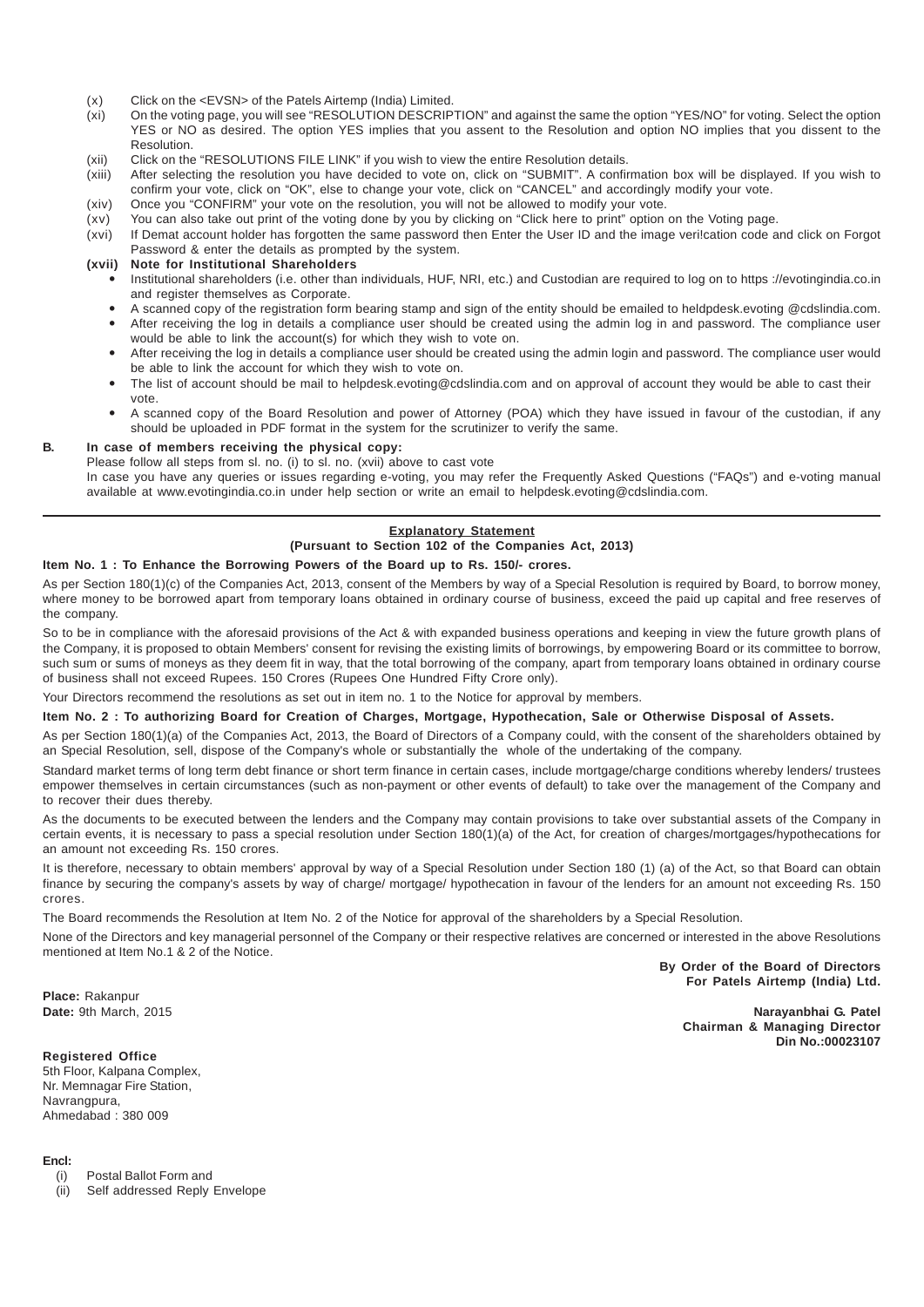(x) Click on the <EVSN> of the Patels Airtemp (India) Limited.

(xi) On the voting page, you will see "RESOLUTION DESCRIPTION" and against the same the option "YES/NO" for voting. Select the option YES or NO as desired. The option YES implies that you assent to the Resolution and option NO implies that you dissent to the Resolution.

(xii) Click on the "RESOLUTIONS FILE LINK" if you wish to view the entire Resolution details.

(xiii) After selecting the resolution you have decided to vote on, click on "SUBMIT". A confirmation box will be displayed. If you wish to confirm your vote, click on "OK", else to change your vote, click on "CANCEL" and accordingly modify your vote.

(xiv) Once you "CONFIRM" your vote on the resolution, you will not be allowed to modify your vote.

(xv) You can also take out print of the voting done by you by clicking on "Click here to print" option on the Voting page.

(xvi) If Demat account holder has forgotten the same password then Enter the User ID and the image veri!cation code and click on Forgot Password & enter the details as prompted by the system.

**(xvii) Note for Institutional Shareholders**

- Institutional shareholders (i.e. other than individuals, HUF, NRI, etc.) and Custodian are required to log on to https ://evotingindia.co.in and register themselves as Corporate.
- A scanned copy of the registration form bearing stamp and sign of the entity should be emailed to heldpdesk.evoting @cdslindia.com.
- After receiving the log in details a compliance user should be created using the admin log in and password. The compliance user would be able to link the account(s) for which they wish to vote on.
- After receiving the log in details a compliance user should be created using the admin login and password. The compliance user would be able to link the account for which they wish to vote on.
- The list of account should be mail to helpdesk.evoting@cdslindia.com and on approval of account they would be able to cast their vote.
- A scanned copy of the Board Resolution and power of Attorney (POA) which they have issued in favour of the custodian, if any should be uploaded in PDF format in the system for the scrutinizer to verify the same.

**B. In case of members receiving the physical copy:**

Please follow all steps from sl. no. (i) to sl. no. (xvii) above to cast vote

In case you have any queries or issues regarding e-voting, you may refer the Frequently Asked Questions ("FAQs") and e-voting manual available at www.evotingindia.co.in under help section or write an email to helpdesk.evoting@cdslindia.com.

---

## Explanatory Statement

**(Pursuant to Section 102 of the Companies Act, 2013)**

**Item No. 1 : To Enhance the Borrowing Powers of the Board up to Rs. 150/- crores.**

As per Section 180(1)(c) of the Companies Act, 2013, consent of the Members by way of a Special Resolution is required by Board, to borrow money, where money to be borrowed apart from temporary loans obtained in ordinary course of business, exceed the paid up capital and free reserves of the company.

So to be in compliance with the aforesaid provisions of the Act & with expanded business operations and keeping in view the future growth plans of the Company, it is proposed to obtain Members' consent for revising the existing limits of borrowings, by empowering Board or its committee to borrow, such sum or sums of moneys as they deem fit in way, that the total borrowing of the company, apart from temporary loans obtained in ordinary course of business shall not exceed Rupees. 150 Crores (Rupees One Hundred Fifty Crore only).

Your Directors recommend the resolutions as set out in item no. 1 to the Notice for approval by members.

**Item No. 2 : To authorizing Board for Creation of Charges, Mortgage, Hypothecation, Sale or Otherwise Disposal of Assets.**

As per Section 180(1)(a) of the Companies Act, 2013, the Board of Directors of a Company could, with the consent of the shareholders obtained by an Special Resolution, sell, dispose of the Company's whole or substantially the whole of the undertaking of the company.

Standard market terms of long term debt finance or short term finance in certain cases, include mortgage/charge conditions whereby lenders/ trustees empower themselves in certain circumstances (such as non-payment or other events of default) to take over the management of the Company and to recover their dues thereby.

As the documents to be executed between the lenders and the Company may contain provisions to take over substantial assets of the Company in certain events, it is necessary to pass a special resolution under Section 180(1)(a) of the Act, for creation of charges/mortgages/hypothecations for an amount not exceeding Rs. 150 crores.

It is therefore, necessary to obtain members' approval by way of a Special Resolution under Section 180 (1) (a) of the Act, so that Board can obtain finance by securing the company's assets by way of charge/ mortgage/ hypothecation in favour of the lenders for an amount not exceeding Rs. 150 crores.

The Board recommends the Resolution at Item No. 2 of the Notice for approval of the shareholders by a Special Resolution.

None of the Directors and key managerial personnel of the Company or their respective relatives are concerned or interested in the above Resolutions mentioned at Item No.1 & 2 of the Notice.

**By Order of the Board of Directors**
**For Patels Airtemp (India) Ltd.**

**Place:** Rakanpur
**Date:** 9th March, 2015

**Narayanbhai G. Patel**
**Chairman & Managing Director**
**Din No.:00023107**

**Registered Office**
5th Floor, Kalpana Complex,
Nr. Memnagar Fire Station,
Navrangpura,
Ahmedabad : 380 009

**Encl:**

(i) Postal Ballot Form and

(ii) Self addressed Reply Envelope